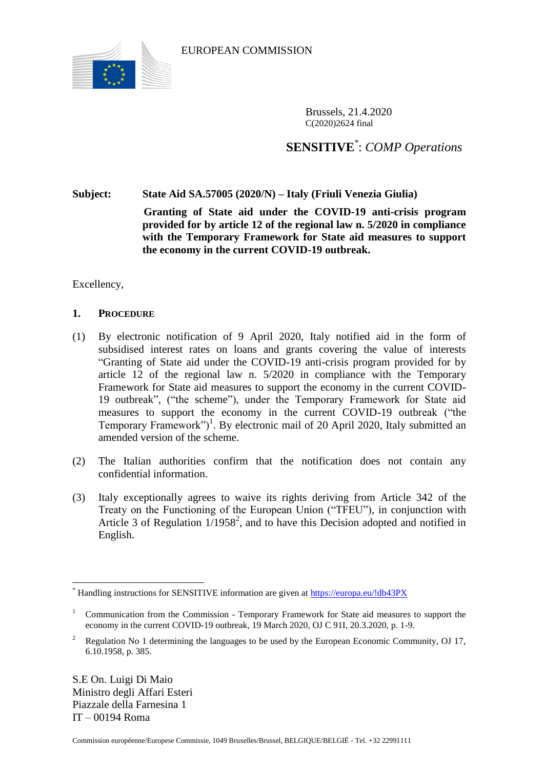EUROPEAN COMMISSION

Brussels, 21.4.2020
C(2020)2624 final

**SENSITIVE**[*]: *COMP Operations*

**Subject: State Aid SA.57005 (2020/N) – Italy (Friuli Venezia Giulia)**

**Granting of State aid under the COVID-19 anti-crisis program provided for by article 12 of the regional law n. 5/2020 in compliance with the Temporary Framework for State aid measures to support the economy in the current COVID-19 outbreak.**

Excellency,

## 1. PROCEDURE

(1) By electronic notification of 9 April 2020, Italy notified aid in the form of subsidised interest rates on loans and grants covering the value of interests "Granting of State aid under the COVID-19 anti-crisis program provided for by article 12 of the regional law n. 5/2020 in compliance with the Temporary Framework for State aid measures to support the economy in the current COVID-19 outbreak", ("the scheme"), under the Temporary Framework for State aid measures to support the economy in the current COVID-19 outbreak ("the Temporary Framework")[1]. By electronic mail of 20 April 2020, Italy submitted an amended version of the scheme.

(2) The Italian authorities confirm that the notification does not contain any confidential information.

(3) Italy exceptionally agrees to waive its rights deriving from Article 342 of the Treaty on the Functioning of the European Union ("TFEU"), in conjunction with Article 3 of Regulation 1/1958[2], and to have this Decision adopted and notified in English.

---

[*] Handling instructions for SENSITIVE information are given at https://europa.eu/!db43PX

[1] Communication from the Commission - Temporary Framework for State aid measures to support the economy in the current COVID-19 outbreak, 19 March 2020, OJ C 91I, 20.3.2020, p. 1-9.

[2] Regulation No 1 determining the languages to be used by the European Economic Community, OJ 17, 6.10.1958, p. 385.

S.E On. Luigi Di Maio
Ministro degli Affari Esteri
Piazzale della Farnesina 1
IT – 00194 Roma

Commission européenne/Europese Commissie, 1049 Bruxelles/Brussel, BELGIQUE/BELGIË - Tel. +32 22991111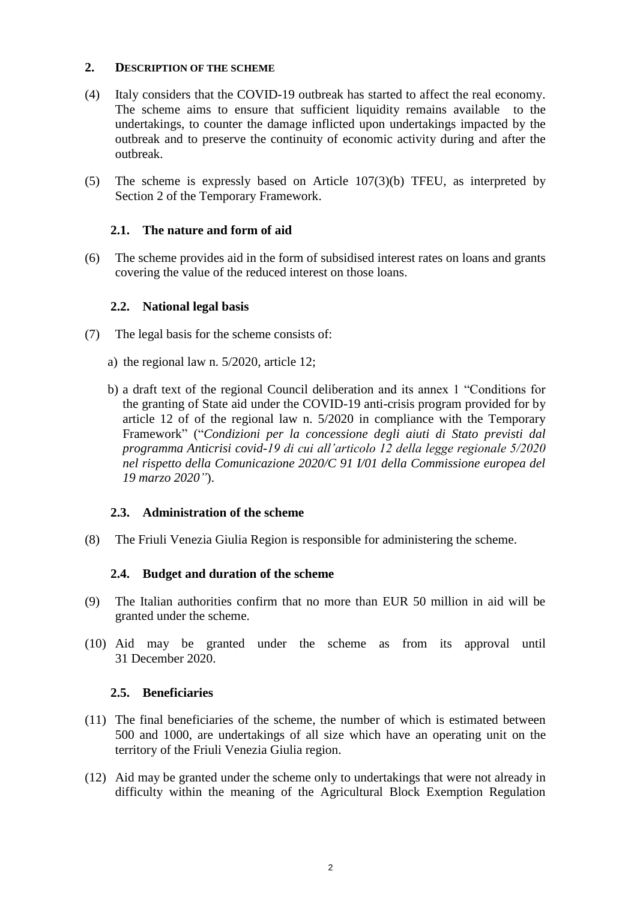## 2. DESCRIPTION OF THE SCHEME

(4) Italy considers that the COVID-19 outbreak has started to affect the real economy. The scheme aims to ensure that sufficient liquidity remains available to the undertakings, to counter the damage inflicted upon undertakings impacted by the outbreak and to preserve the continuity of economic activity during and after the outbreak.

(5) The scheme is expressly based on Article 107(3)(b) TFEU, as interpreted by Section 2 of the Temporary Framework.

### 2.1. The nature and form of aid

(6) The scheme provides aid in the form of subsidised interest rates on loans and grants covering the value of the reduced interest on those loans.

### 2.2. National legal basis

(7) The legal basis for the scheme consists of:

a) the regional law n. 5/2020, article 12;

b) a draft text of the regional Council deliberation and its annex 1 "Conditions for the granting of State aid under the COVID-19 anti-crisis program provided for by article 12 of of the regional law n. 5/2020 in compliance with the Temporary Framework" ("*Condizioni per la concessione degli aiuti di Stato previsti dal programma Anticrisi covid-19 di cui all'articolo 12 della legge regionale 5/2020 nel rispetto della Comunicazione 2020/C 91 I/01 della Commissione europea del 19 marzo 2020"*).

### 2.3. Administration of the scheme

(8) The Friuli Venezia Giulia Region is responsible for administering the scheme.

### 2.4. Budget and duration of the scheme

(9) The Italian authorities confirm that no more than EUR 50 million in aid will be granted under the scheme.

(10) Aid may be granted under the scheme as from its approval until 31 December 2020.

### 2.5. Beneficiaries

(11) The final beneficiaries of the scheme, the number of which is estimated between 500 and 1000, are undertakings of all size which have an operating unit on the territory of the Friuli Venezia Giulia region.

(12) Aid may be granted under the scheme only to undertakings that were not already in difficulty within the meaning of the Agricultural Block Exemption Regulation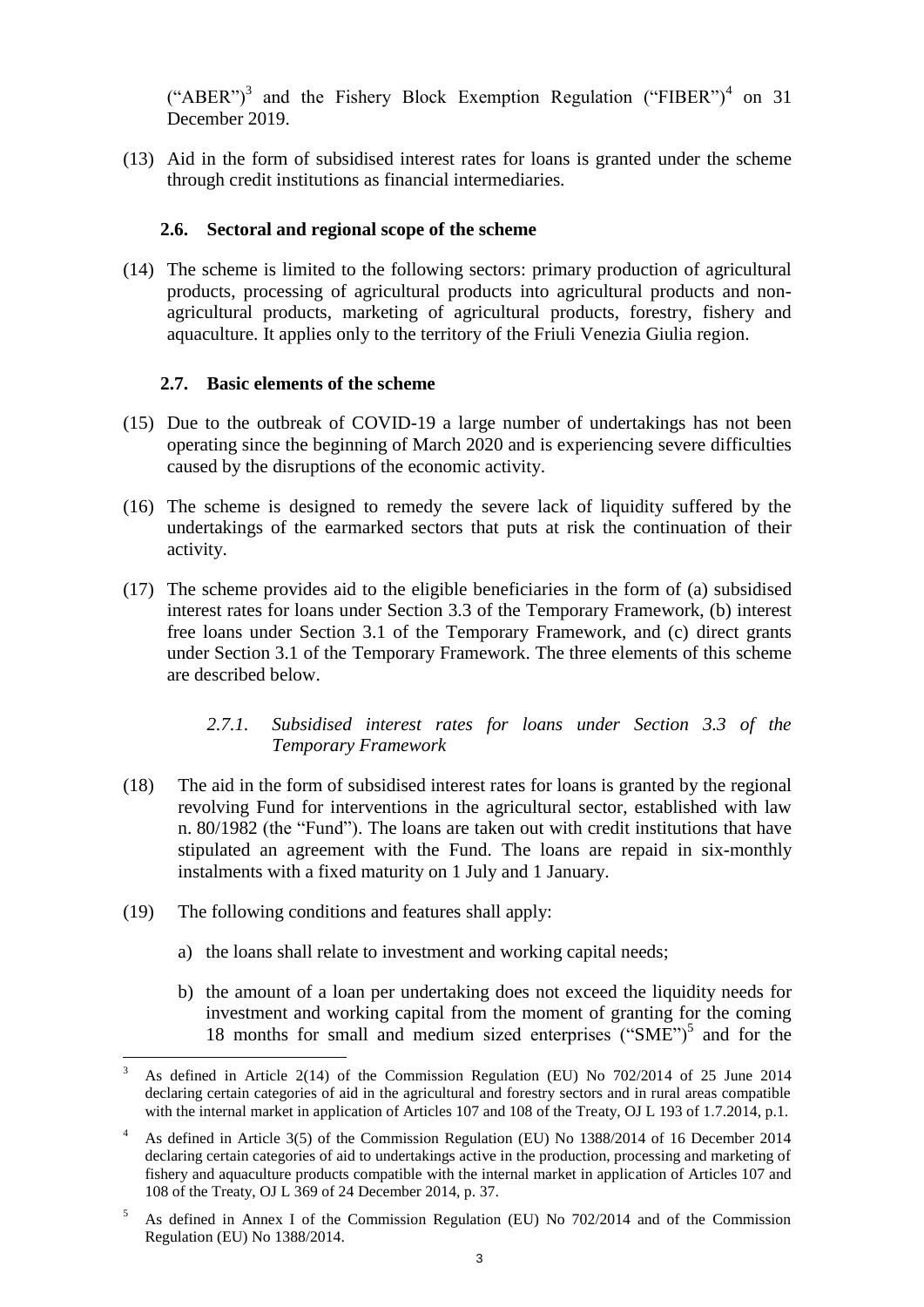("ABER")[3] and the Fishery Block Exemption Regulation ("FIBER")[4] on 31 December 2019.

(13) Aid in the form of subsidised interest rates for loans is granted under the scheme through credit institutions as financial intermediaries.

### 2.6. Sectoral and regional scope of the scheme

(14) The scheme is limited to the following sectors: primary production of agricultural products, processing of agricultural products into agricultural products and non-agricultural products, marketing of agricultural products, forestry, fishery and aquaculture. It applies only to the territory of the Friuli Venezia Giulia region.

### 2.7. Basic elements of the scheme

(15) Due to the outbreak of COVID-19 a large number of undertakings has not been operating since the beginning of March 2020 and is experiencing severe difficulties caused by the disruptions of the economic activity.

(16) The scheme is designed to remedy the severe lack of liquidity suffered by the undertakings of the earmarked sectors that puts at risk the continuation of their activity.

(17) The scheme provides aid to the eligible beneficiaries in the form of (a) subsidised interest rates for loans under Section 3.3 of the Temporary Framework, (b) interest free loans under Section 3.1 of the Temporary Framework, and (c) direct grants under Section 3.1 of the Temporary Framework. The three elements of this scheme are described below.

#### *2.7.1. Subsidised interest rates for loans under Section 3.3 of the Temporary Framework*

(18) The aid in the form of subsidised interest rates for loans is granted by the regional revolving Fund for interventions in the agricultural sector, established with law n. 80/1982 (the "Fund"). The loans are taken out with credit institutions that have stipulated an agreement with the Fund. The loans are repaid in six-monthly instalments with a fixed maturity on 1 July and 1 January.

(19) The following conditions and features shall apply:

a) the loans shall relate to investment and working capital needs;

b) the amount of a loan per undertaking does not exceed the liquidity needs for investment and working capital from the moment of granting for the coming 18 months for small and medium sized enterprises ("SME")[5] and for the

---

[3] As defined in Article 2(14) of the Commission Regulation (EU) No 702/2014 of 25 June 2014 declaring certain categories of aid in the agricultural and forestry sectors and in rural areas compatible with the internal market in application of Articles 107 and 108 of the Treaty, OJ L 193 of 1.7.2014, p.1.

[4] As defined in Article 3(5) of the Commission Regulation (EU) No 1388/2014 of 16 December 2014 declaring certain categories of aid to undertakings active in the production, processing and marketing of fishery and aquaculture products compatible with the internal market in application of Articles 107 and 108 of the Treaty, OJ L 369 of 24 December 2014, p. 37.

[5] As defined in Annex I of the Commission Regulation (EU) No 702/2014 and of the Commission Regulation (EU) No 1388/2014.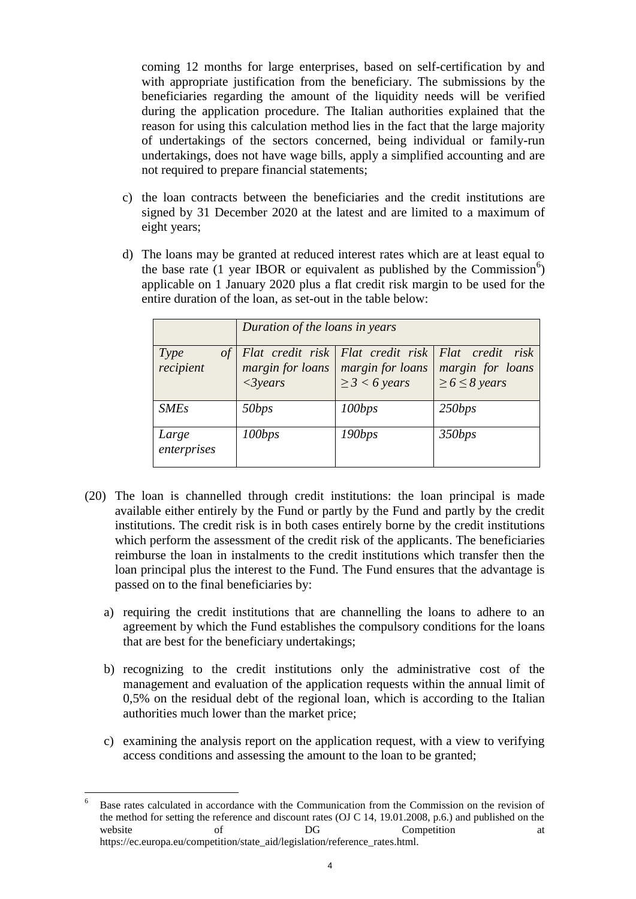coming 12 months for large enterprises, based on self-certification by and with appropriate justification from the beneficiary. The submissions by the beneficiaries regarding the amount of the liquidity needs will be verified during the application procedure. The Italian authorities explained that the reason for using this calculation method lies in the fact that the large majority of undertakings of the sectors concerned, being individual or family-run undertakings, does not have wage bills, apply a simplified accounting and are not required to prepare financial statements;

c) the loan contracts between the beneficiaries and the credit institutions are signed by 31 December 2020 at the latest and are limited to a maximum of eight years;

d) The loans may be granted at reduced interest rates which are at least equal to the base rate (1 year IBOR or equivalent as published by the Commission[6]) applicable on 1 January 2020 plus a flat credit risk margin to be used for the entire duration of the loan, as set-out in the table below:

| | *Duration of the loans in years* | | |
|---|---|---|---|
| *Type of recipient* | *Flat credit risk margin for loans <3years* | *Flat credit risk margin for loans ≥ 3 < 6 years* | *Flat credit risk margin for loans ≥ 6 ≤ 8 years* |
| *SMEs* | *50bps* | *100bps* | *250bps* |
| *Large enterprises* | *100bps* | *190bps* | *350bps* |

(20) The loan is channelled through credit institutions: the loan principal is made available either entirely by the Fund or partly by the Fund and partly by the credit institutions. The credit risk is in both cases entirely borne by the credit institutions which perform the assessment of the credit risk of the applicants. The beneficiaries reimburse the loan in instalments to the credit institutions which transfer then the loan principal plus the interest to the Fund. The Fund ensures that the advantage is passed on to the final beneficiaries by:

a) requiring the credit institutions that are channelling the loans to adhere to an agreement by which the Fund establishes the compulsory conditions for the loans that are best for the beneficiary undertakings;

b) recognizing to the credit institutions only the administrative cost of the management and evaluation of the application requests within the annual limit of 0,5% on the residual debt of the regional loan, which is according to the Italian authorities much lower than the market price;

c) examining the analysis report on the application request, with a view to verifying access conditions and assessing the amount to the loan to be granted;

[6] Base rates calculated in accordance with the Communication from the Commission on the revision of the method for setting the reference and discount rates (OJ C 14, 19.01.2008, p.6.) and published on the website of DG Competition at https://ec.europa.eu/competition/state_aid/legislation/reference_rates.html.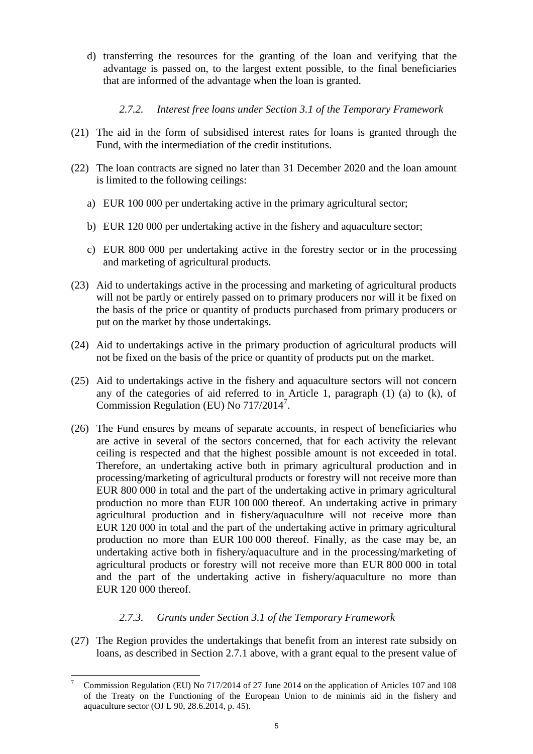d) transferring the resources for the granting of the loan and verifying that the advantage is passed on, to the largest extent possible, to the final beneficiaries that are informed of the advantage when the loan is granted.

### *2.7.2. Interest free loans under Section 3.1 of the Temporary Framework*

(21) The aid in the form of subsidised interest rates for loans is granted through the Fund, with the intermediation of the credit institutions.

(22) The loan contracts are signed no later than 31 December 2020 and the loan amount is limited to the following ceilings:

a) EUR 100 000 per undertaking active in the primary agricultural sector;

b) EUR 120 000 per undertaking active in the fishery and aquaculture sector;

c) EUR 800 000 per undertaking active in the forestry sector or in the processing and marketing of agricultural products.

(23) Aid to undertakings active in the processing and marketing of agricultural products will not be partly or entirely passed on to primary producers nor will it be fixed on the basis of the price or quantity of products purchased from primary producers or put on the market by those undertakings.

(24) Aid to undertakings active in the primary production of agricultural products will not be fixed on the basis of the price or quantity of products put on the market.

(25) Aid to undertakings active in the fishery and aquaculture sectors will not concern any of the categories of aid referred to in Article 1, paragraph (1) (a) to (k), of Commission Regulation (EU) No 717/2014[7].

(26) The Fund ensures by means of separate accounts, in respect of beneficiaries who are active in several of the sectors concerned, that for each activity the relevant ceiling is respected and that the highest possible amount is not exceeded in total. Therefore, an undertaking active both in primary agricultural production and in processing/marketing of agricultural products or forestry will not receive more than EUR 800 000 in total and the part of the undertaking active in primary agricultural production no more than EUR 100 000 thereof. An undertaking active in primary agricultural production and in fishery/aquaculture will not receive more than EUR 120 000 in total and the part of the undertaking active in primary agricultural production no more than EUR 100 000 thereof. Finally, as the case may be, an undertaking active both in fishery/aquaculture and in the processing/marketing of agricultural products or forestry will not receive more than EUR 800 000 in total and the part of the undertaking active in fishery/aquaculture no more than EUR 120 000 thereof.

### *2.7.3. Grants under Section 3.1 of the Temporary Framework*

(27) The Region provides the undertakings that benefit from an interest rate subsidy on loans, as described in Section 2.7.1 above, with a grant equal to the present value of

---

[7] Commission Regulation (EU) No 717/2014 of 27 June 2014 on the application of Articles 107 and 108 of the Treaty on the Functioning of the European Union to de minimis aid in the fishery and aquaculture sector (OJ L 90, 28.6.2014, p. 45).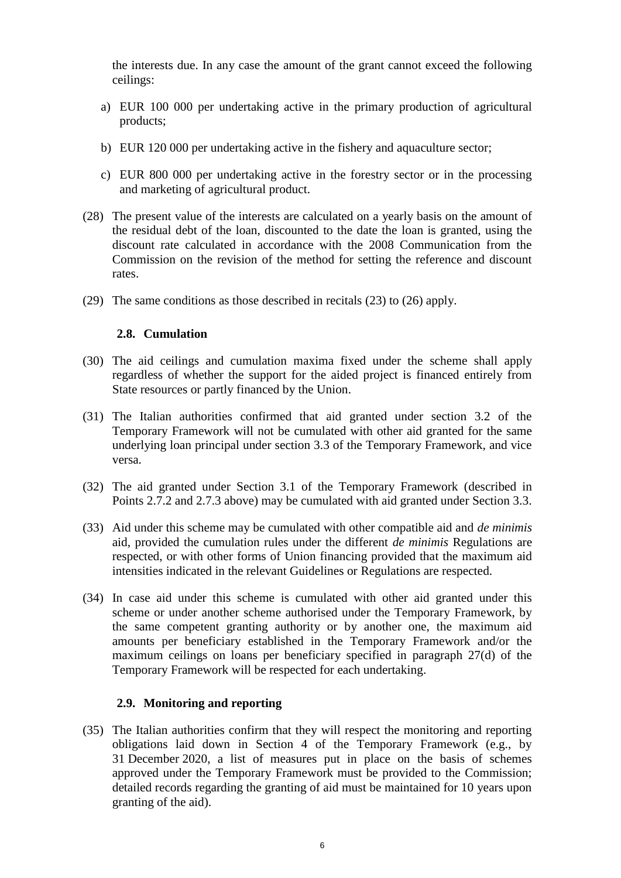the interests due. In any case the amount of the grant cannot exceed the following ceilings:

a) EUR 100 000 per undertaking active in the primary production of agricultural products;

b) EUR 120 000 per undertaking active in the fishery and aquaculture sector;

c) EUR 800 000 per undertaking active in the forestry sector or in the processing and marketing of agricultural product.

(28) The present value of the interests are calculated on a yearly basis on the amount of the residual debt of the loan, discounted to the date the loan is granted, using the discount rate calculated in accordance with the 2008 Communication from the Commission on the revision of the method for setting the reference and discount rates.

(29) The same conditions as those described in recitals (23) to (26) apply.

### 2.8. Cumulation

(30) The aid ceilings and cumulation maxima fixed under the scheme shall apply regardless of whether the support for the aided project is financed entirely from State resources or partly financed by the Union.

(31) The Italian authorities confirmed that aid granted under section 3.2 of the Temporary Framework will not be cumulated with other aid granted for the same underlying loan principal under section 3.3 of the Temporary Framework, and vice versa.

(32) The aid granted under Section 3.1 of the Temporary Framework (described in Points 2.7.2 and 2.7.3 above) may be cumulated with aid granted under Section 3.3.

(33) Aid under this scheme may be cumulated with other compatible aid and *de minimis* aid, provided the cumulation rules under the different *de minimis* Regulations are respected, or with other forms of Union financing provided that the maximum aid intensities indicated in the relevant Guidelines or Regulations are respected.

(34) In case aid under this scheme is cumulated with other aid granted under this scheme or under another scheme authorised under the Temporary Framework, by the same competent granting authority or by another one, the maximum aid amounts per beneficiary established in the Temporary Framework and/or the maximum ceilings on loans per beneficiary specified in paragraph 27(d) of the Temporary Framework will be respected for each undertaking.

### 2.9. Monitoring and reporting

(35) The Italian authorities confirm that they will respect the monitoring and reporting obligations laid down in Section 4 of the Temporary Framework (e.g., by 31 December 2020, a list of measures put in place on the basis of schemes approved under the Temporary Framework must be provided to the Commission; detailed records regarding the granting of aid must be maintained for 10 years upon granting of the aid).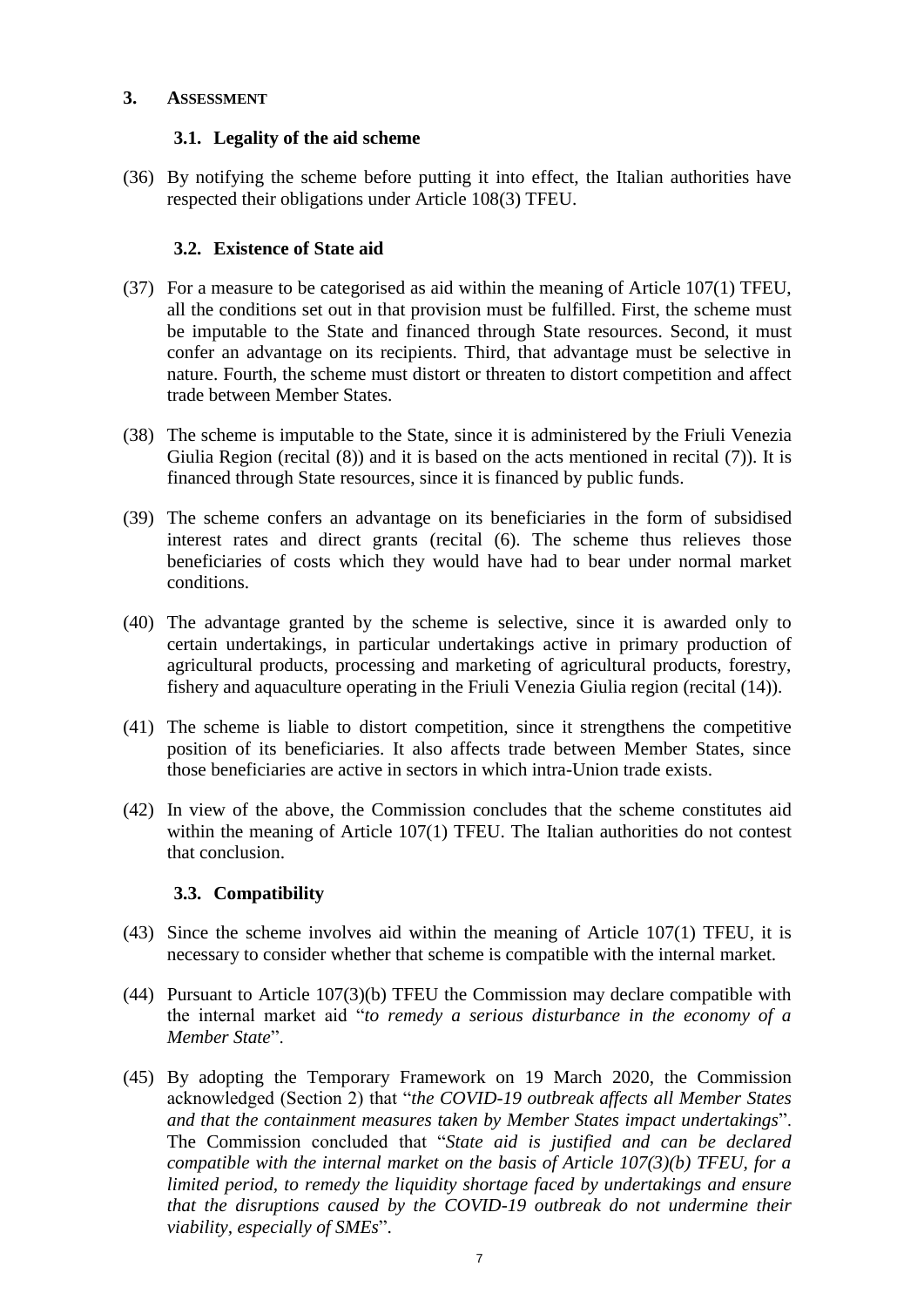## 3. ASSESSMENT

### 3.1. Legality of the aid scheme

(36) By notifying the scheme before putting it into effect, the Italian authorities have respected their obligations under Article 108(3) TFEU.

### 3.2. Existence of State aid

(37) For a measure to be categorised as aid within the meaning of Article 107(1) TFEU, all the conditions set out in that provision must be fulfilled. First, the scheme must be imputable to the State and financed through State resources. Second, it must confer an advantage on its recipients. Third, that advantage must be selective in nature. Fourth, the scheme must distort or threaten to distort competition and affect trade between Member States.

(38) The scheme is imputable to the State, since it is administered by the Friuli Venezia Giulia Region (recital (8)) and it is based on the acts mentioned in recital (7)). It is financed through State resources, since it is financed by public funds.

(39) The scheme confers an advantage on its beneficiaries in the form of subsidised interest rates and direct grants (recital (6). The scheme thus relieves those beneficiaries of costs which they would have had to bear under normal market conditions.

(40) The advantage granted by the scheme is selective, since it is awarded only to certain undertakings, in particular undertakings active in primary production of agricultural products, processing and marketing of agricultural products, forestry, fishery and aquaculture operating in the Friuli Venezia Giulia region (recital (14)).

(41) The scheme is liable to distort competition, since it strengthens the competitive position of its beneficiaries. It also affects trade between Member States, since those beneficiaries are active in sectors in which intra-Union trade exists.

(42) In view of the above, the Commission concludes that the scheme constitutes aid within the meaning of Article 107(1) TFEU. The Italian authorities do not contest that conclusion.

### 3.3. Compatibility

(43) Since the scheme involves aid within the meaning of Article 107(1) TFEU, it is necessary to consider whether that scheme is compatible with the internal market.

(44) Pursuant to Article 107(3)(b) TFEU the Commission may declare compatible with the internal market aid "*to remedy a serious disturbance in the economy of a Member State*".

(45) By adopting the Temporary Framework on 19 March 2020, the Commission acknowledged (Section 2) that "*the COVID-19 outbreak affects all Member States and that the containment measures taken by Member States impact undertakings*". The Commission concluded that "*State aid is justified and can be declared compatible with the internal market on the basis of Article 107(3)(b) TFEU, for a limited period, to remedy the liquidity shortage faced by undertakings and ensure that the disruptions caused by the COVID-19 outbreak do not undermine their viability, especially of SMEs*".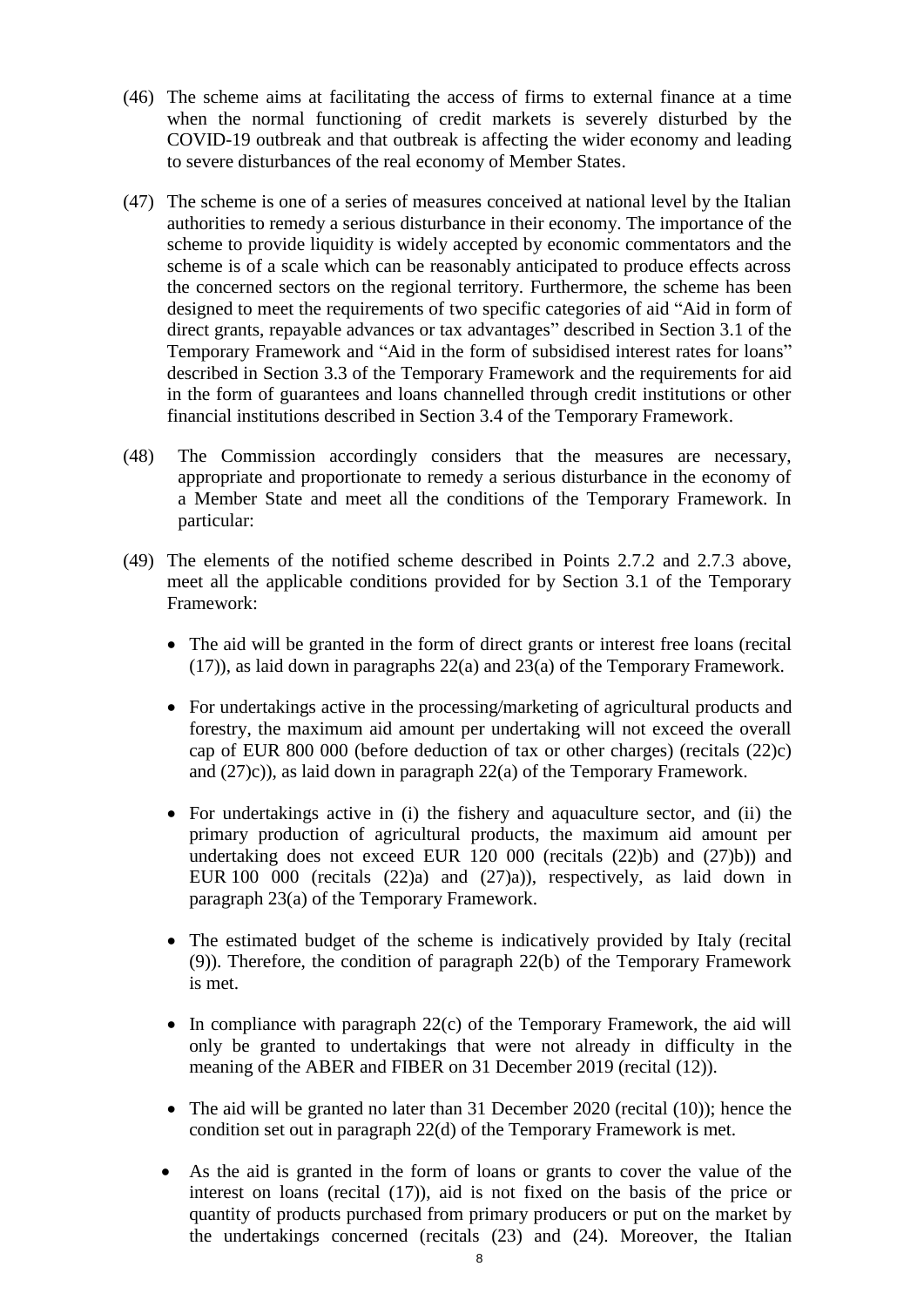(46) The scheme aims at facilitating the access of firms to external finance at a time when the normal functioning of credit markets is severely disturbed by the COVID-19 outbreak and that outbreak is affecting the wider economy and leading to severe disturbances of the real economy of Member States.

(47) The scheme is one of a series of measures conceived at national level by the Italian authorities to remedy a serious disturbance in their economy. The importance of the scheme to provide liquidity is widely accepted by economic commentators and the scheme is of a scale which can be reasonably anticipated to produce effects across the concerned sectors on the regional territory. Furthermore, the scheme has been designed to meet the requirements of two specific categories of aid "Aid in form of direct grants, repayable advances or tax advantages" described in Section 3.1 of the Temporary Framework and "Aid in the form of subsidised interest rates for loans" described in Section 3.3 of the Temporary Framework and the requirements for aid in the form of guarantees and loans channelled through credit institutions or other financial institutions described in Section 3.4 of the Temporary Framework.

(48) The Commission accordingly considers that the measures are necessary, appropriate and proportionate to remedy a serious disturbance in the economy of a Member State and meet all the conditions of the Temporary Framework. In particular:

(49) The elements of the notified scheme described in Points 2.7.2 and 2.7.3 above, meet all the applicable conditions provided for by Section 3.1 of the Temporary Framework:

- The aid will be granted in the form of direct grants or interest free loans (recital (17)), as laid down in paragraphs 22(a) and 23(a) of the Temporary Framework.
- For undertakings active in the processing/marketing of agricultural products and forestry, the maximum aid amount per undertaking will not exceed the overall cap of EUR 800 000 (before deduction of tax or other charges) (recitals (22)c) and (27)c)), as laid down in paragraph 22(a) of the Temporary Framework.
- For undertakings active in (i) the fishery and aquaculture sector, and (ii) the primary production of agricultural products, the maximum aid amount per undertaking does not exceed EUR 120 000 (recitals (22)b) and (27)b)) and EUR 100 000 (recitals (22)a) and (27)a)), respectively, as laid down in paragraph 23(a) of the Temporary Framework.
- The estimated budget of the scheme is indicatively provided by Italy (recital (9)). Therefore, the condition of paragraph 22(b) of the Temporary Framework is met.
- In compliance with paragraph 22(c) of the Temporary Framework, the aid will only be granted to undertakings that were not already in difficulty in the meaning of the ABER and FIBER on 31 December 2019 (recital (12)).
- The aid will be granted no later than 31 December 2020 (recital (10)); hence the condition set out in paragraph 22(d) of the Temporary Framework is met.
- As the aid is granted in the form of loans or grants to cover the value of the interest on loans (recital (17)), aid is not fixed on the basis of the price or quantity of products purchased from primary producers or put on the market by the undertakings concerned (recitals (23) and (24). Moreover, the Italian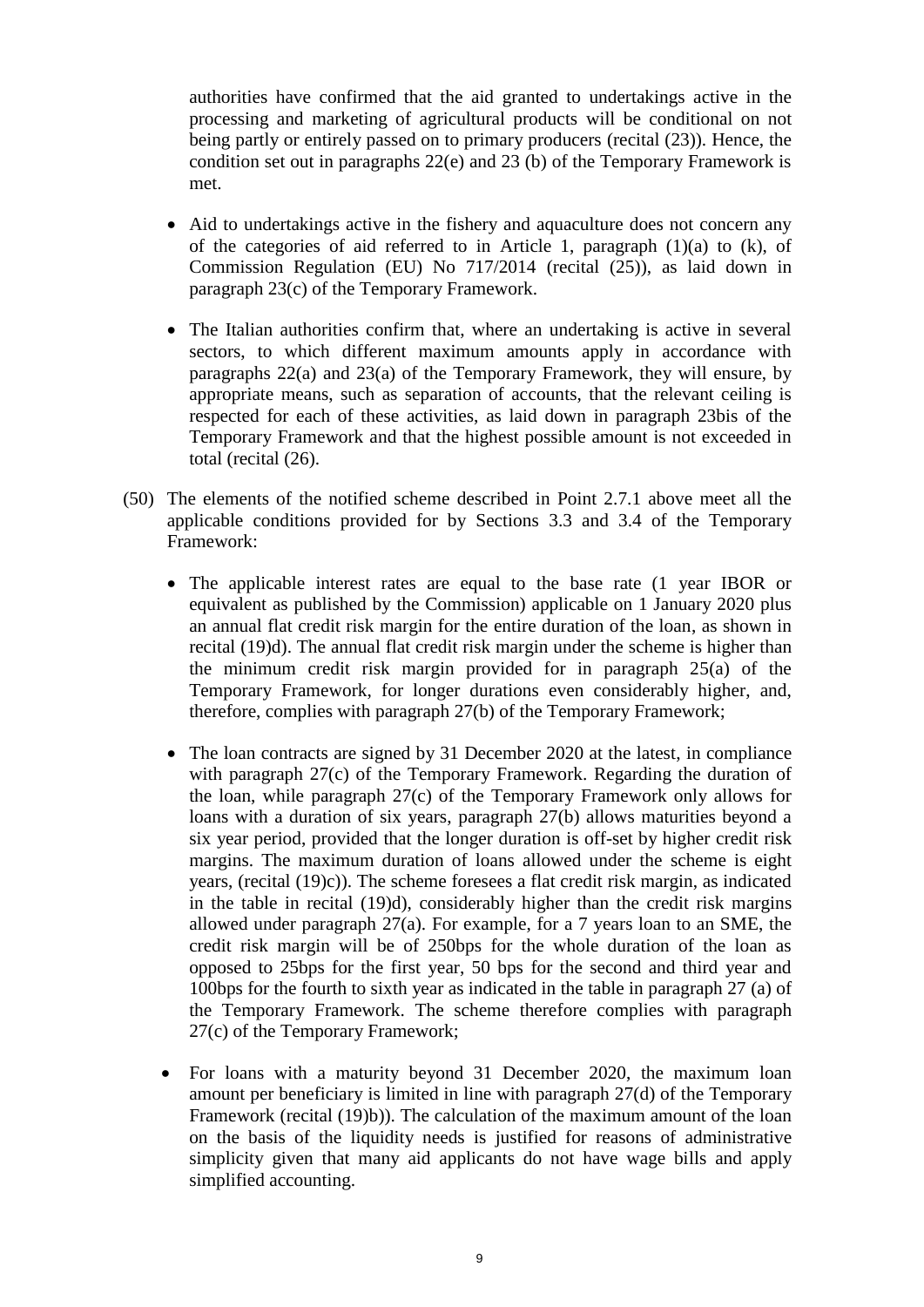authorities have confirmed that the aid granted to undertakings active in the processing and marketing of agricultural products will be conditional on not being partly or entirely passed on to primary producers (recital (23)). Hence, the condition set out in paragraphs 22(e) and 23 (b) of the Temporary Framework is met.

- Aid to undertakings active in the fishery and aquaculture does not concern any of the categories of aid referred to in Article 1, paragraph (1)(a) to (k), of Commission Regulation (EU) No 717/2014 (recital (25)), as laid down in paragraph 23(c) of the Temporary Framework.
- The Italian authorities confirm that, where an undertaking is active in several sectors, to which different maximum amounts apply in accordance with paragraphs 22(a) and 23(a) of the Temporary Framework, they will ensure, by appropriate means, such as separation of accounts, that the relevant ceiling is respected for each of these activities, as laid down in paragraph 23bis of the Temporary Framework and that the highest possible amount is not exceeded in total (recital (26).

(50) The elements of the notified scheme described in Point 2.7.1 above meet all the applicable conditions provided for by Sections 3.3 and 3.4 of the Temporary Framework:

- The applicable interest rates are equal to the base rate (1 year IBOR or equivalent as published by the Commission) applicable on 1 January 2020 plus an annual flat credit risk margin for the entire duration of the loan, as shown in recital (19)d). The annual flat credit risk margin under the scheme is higher than the minimum credit risk margin provided for in paragraph 25(a) of the Temporary Framework, for longer durations even considerably higher, and, therefore, complies with paragraph 27(b) of the Temporary Framework;
- The loan contracts are signed by 31 December 2020 at the latest, in compliance with paragraph 27(c) of the Temporary Framework. Regarding the duration of the loan, while paragraph 27(c) of the Temporary Framework only allows for loans with a duration of six years, paragraph 27(b) allows maturities beyond a six year period, provided that the longer duration is off-set by higher credit risk margins. The maximum duration of loans allowed under the scheme is eight years, (recital (19)c)). The scheme foresees a flat credit risk margin, as indicated in the table in recital (19)d), considerably higher than the credit risk margins allowed under paragraph 27(a). For example, for a 7 years loan to an SME, the credit risk margin will be of 250bps for the whole duration of the loan as opposed to 25bps for the first year, 50 bps for the second and third year and 100bps for the fourth to sixth year as indicated in the table in paragraph 27 (a) of the Temporary Framework. The scheme therefore complies with paragraph 27(c) of the Temporary Framework;
- For loans with a maturity beyond 31 December 2020, the maximum loan amount per beneficiary is limited in line with paragraph 27(d) of the Temporary Framework (recital (19)b)). The calculation of the maximum amount of the loan on the basis of the liquidity needs is justified for reasons of administrative simplicity given that many aid applicants do not have wage bills and apply simplified accounting.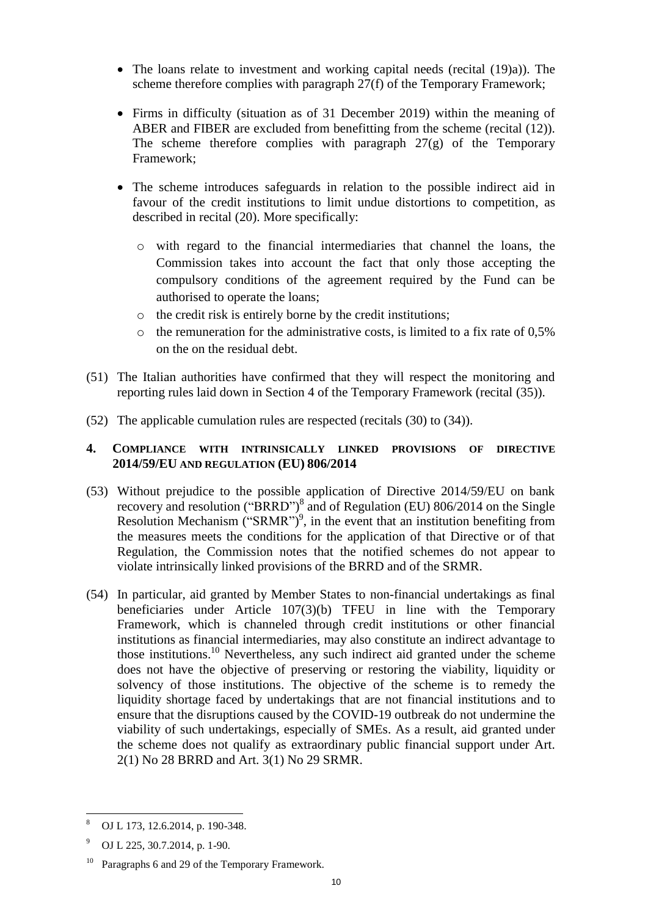- The loans relate to investment and working capital needs (recital (19)a)). The scheme therefore complies with paragraph 27(f) of the Temporary Framework;

- Firms in difficulty (situation as of 31 December 2019) within the meaning of ABER and FIBER are excluded from benefitting from the scheme (recital (12)). The scheme therefore complies with paragraph 27(g) of the Temporary Framework;

- The scheme introduces safeguards in relation to the possible indirect aid in favour of the credit institutions to limit undue distortions to competition, as described in recital (20). More specifically:

  - with regard to the financial intermediaries that channel the loans, the Commission takes into account the fact that only those accepting the compulsory conditions of the agreement required by the Fund can be authorised to operate the loans;
  - the credit risk is entirely borne by the credit institutions;
  - the remuneration for the administrative costs, is limited to a fix rate of 0,5% on the on the residual debt.

(51) The Italian authorities have confirmed that they will respect the monitoring and reporting rules laid down in Section 4 of the Temporary Framework (recital (35)).

(52) The applicable cumulation rules are respected (recitals (30) to (34)).

## 4. Compliance with intrinsically linked provisions of Directive 2014/59/EU and Regulation (EU) 806/2014

(53) Without prejudice to the possible application of Directive 2014/59/EU on bank recovery and resolution ("BRRD")[8] and of Regulation (EU) 806/2014 on the Single Resolution Mechanism ("SRMR")[9], in the event that an institution benefiting from the measures meets the conditions for the application of that Directive or of that Regulation, the Commission notes that the notified schemes do not appear to violate intrinsically linked provisions of the BRRD and of the SRMR.

(54) In particular, aid granted by Member States to non-financial undertakings as final beneficiaries under Article 107(3)(b) TFEU in line with the Temporary Framework, which is channeled through credit institutions or other financial institutions as financial intermediaries, may also constitute an indirect advantage to those institutions.[10] Nevertheless, any such indirect aid granted under the scheme does not have the objective of preserving or restoring the viability, liquidity or solvency of those institutions. The objective of the scheme is to remedy the liquidity shortage faced by undertakings that are not financial institutions and to ensure that the disruptions caused by the COVID-19 outbreak do not undermine the viability of such undertakings, especially of SMEs. As a result, aid granted under the scheme does not qualify as extraordinary public financial support under Art. 2(1) No 28 BRRD and Art. 3(1) No 29 SRMR.

---

[8] OJ L 173, 12.6.2014, p. 190-348.

[9] OJ L 225, 30.7.2014, p. 1-90.

[10] Paragraphs 6 and 29 of the Temporary Framework.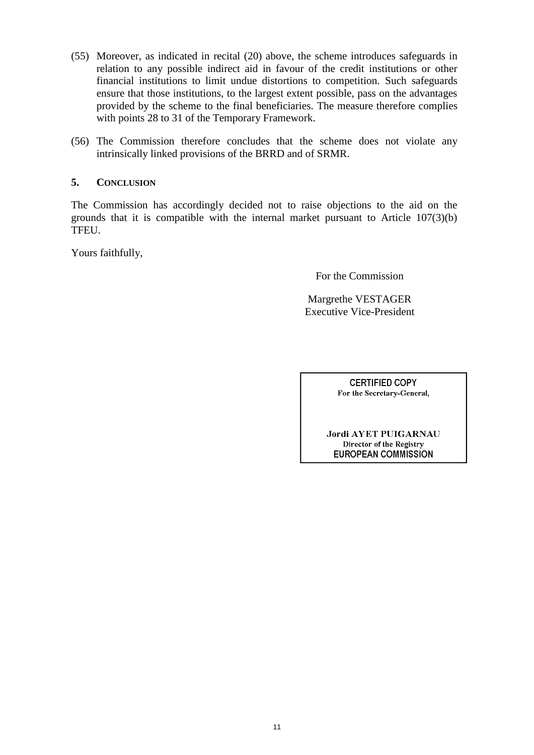(55) Moreover, as indicated in recital (20) above, the scheme introduces safeguards in relation to any possible indirect aid in favour of the credit institutions or other financial institutions to limit undue distortions to competition. Such safeguards ensure that those institutions, to the largest extent possible, pass on the advantages provided by the scheme to the final beneficiaries. The measure therefore complies with points 28 to 31 of the Temporary Framework.

(56) The Commission therefore concludes that the scheme does not violate any intrinsically linked provisions of the BRRD and of SRMR.

## 5. CONCLUSION

The Commission has accordingly decided not to raise objections to the aid on the grounds that it is compatible with the internal market pursuant to Article 107(3)(b) TFEU.

Yours faithfully,

For the Commission

Margrethe VESTAGER
Executive Vice-President

CERTIFIED COPY
For the Secretary-General,

Jordi AYET PUIGARNAU
Director of the Registry
EUROPEAN COMMISSION